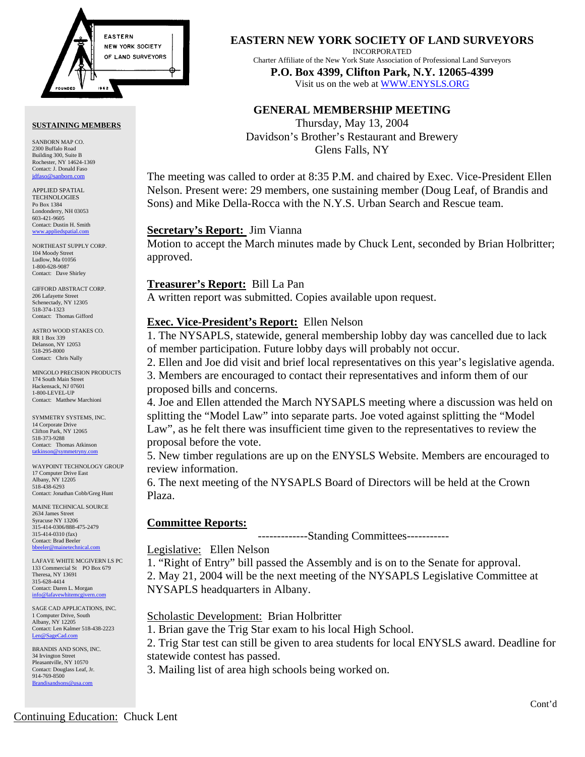# EASTERN NEW YORK SOCIETY OF LAND SURVEYORS

INCORPORATED

Charter Affiliate of the New York State Association of Professional Land Surveyors

**P.O. Box 4399, Clifton Park, N.Y. 12065-4399**

Visit us on the web at WWW.ENYSLS.ORG

## GENERAL MEMBERSHIP MEETING

Thursday, May 13, 2004
Davidson's Brother's Restaurant and Brewery
Glens Falls, NY

The meeting was called to order at 8:35 P.M. and chaired by Exec. Vice-President Ellen Nelson. Present were: 29 members, one sustaining member (Doug Leaf, of Brandis and Sons) and Mike Della-Rocca with the N.Y.S. Urban Search and Rescue team.

**Secretary's Report:** Jim Vianna

Motion to accept the March minutes made by Chuck Lent, seconded by Brian Holbritter; approved.

**Treasurer's Report:** Bill La Pan

A written report was submitted. Copies available upon request.

**Exec. Vice-President's Report:** Ellen Nelson

1. The NYSAPLS, statewide, general membership lobby day was cancelled due to lack of member participation. Future lobby days will probably not occur.
2. Ellen and Joe did visit and brief local representatives on this year's legislative agenda.
3. Members are encouraged to contact their representatives and inform them of our proposed bills and concerns.
4. Joe and Ellen attended the March NYSAPLS meeting where a discussion was held on splitting the "Model Law" into separate parts. Joe voted against splitting the "Model Law", as he felt there was insufficient time given to the representatives to review the proposal before the vote.
5. New timber regulations are up on the ENYSLS Website. Members are encouraged to review information.
6. The next meeting of the NYSAPLS Board of Directors will be held at the Crown Plaza.

**Committee Reports:**

-------------Standing Committees-----------

Legislative: Ellen Nelson

1. "Right of Entry" bill passed the Assembly and is on to the Senate for approval.
2. May 21, 2004 will be the next meeting of the NYSAPLS Legislative Committee at NYSAPLS headquarters in Albany.

Scholastic Development: Brian Holbritter

1. Brian gave the Trig Star exam to his local High School.
2. Trig Star test can still be given to area students for local ENYSLS award. Deadline for statewide contest has passed.
3. Mailing list of area high schools being worked on.

Cont'd

Continuing Education: Chuck Lent

### SUSTAINING MEMBERS

SANBORN MAP CO.
2300 Buffalo Road
Building 300, Suite B
Rochester, NY 14624-1369
Contact: J. Donald Faso
jdfaso@sanborn.com

APPLIED SPATIAL TECHNOLOGIES
Po Box 1384
Londonderry, NH 03053
603-421-9605
Contact: Dustin H. Smith
www.appliedspatial.com

NORTHEAST SUPPLY CORP.
104 Moody Street
Ludlow, Ma 01056
1-800-628-9087
Contact: Dave Shirley

GIFFORD ABSTRACT CORP.
206 Lafayette Street
Schenectady, NY 12305
518-374-1323
Contact: Thomas Gifford

ASTRO WOOD STAKES CO.
RR 1 Box 339
Delanson, NY 12053
518-295-8000
Contact: Chris Nally

MINGOLO PRECISION PRODUCTS
174 South Main Street
Hackensack, NJ 07601
1-800-LEVEL-UP
Contact: Matthew Marchioni

SYMMETRY SYSTEMS, INC.
14 Corporate Drive
Clifton Park, NY 12065
518-373-9288
Contact: Thomas Atkinson
tatkinson@symmetryny.com

WAYPOINT TECHNOLOGY GROUP
17 Computer Drive East
Albany, NY 12205
518-438-6293
Contact: Jonathan Cobb/Greg Hunt

MAINE TECHNICAL SOURCE
2634 James Street
Syracuse NY 13206
315-414-0306/888-475-2479
315-414-0310 (fax)
Contact: Brad Beeler
bbeeler@mainetechnical.com

LAFAVE WHITE MCGIVERN LS PC
133 Commercial St PO Box 679
Theresa, NY 13691
315-628-4414
Contact: Daren L. Morgan
info@lafavewhitemcgivern.com

SAGE CAD APPLICATIONS, INC.
1 Computer Drive, South
Albany, NY 12205
Contact: Len Kalmer 518-438-2223
Len@SageCad.com

BRANDIS AND SONS, INC.
34 Irvington Street
Pleasantville, NY 10570
Contact: Douglass Leaf, Jr.
914-769-8500
Brandisandsons@usa.com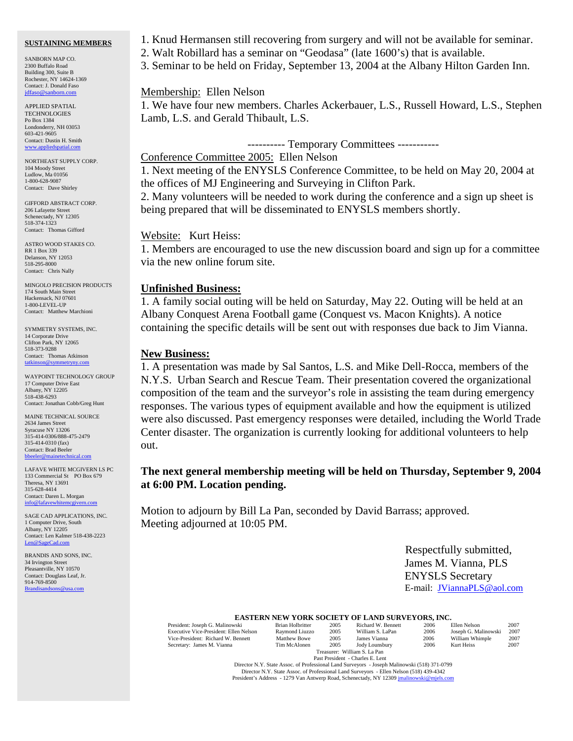**SUSTAINING MEMBERS**

SANBORN MAP CO.
2300 Buffalo Road
Building 300, Suite B
Rochester, NY 14624-1369
Contact: J. Donald Faso
jdfaso@sanborn.com

APPLIED SPATIAL TECHNOLOGIES
Po Box 1384
Londonderry, NH 03053
603-421-9605
Contact: Dustin H. Smith
www.appliedspatial.com

NORTHEAST SUPPLY CORP.
104 Moody Street
Ludlow, Ma 01056
1-800-628-9087
Contact: Dave Shirley

GIFFORD ABSTRACT CORP.
206 Lafayette Street
Schenectady, NY 12305
518-374-1323
Contact: Thomas Gifford

ASTRO WOOD STAKES CO.
RR 1 Box 339
Delanson, NY 12053
518-295-8000
Contact: Chris Nally

MINGOLO PRECISION PRODUCTS
174 South Main Street
Hackensack, NJ 07601
1-800-LEVEL-UP
Contact: Matthew Marchioni

SYMMETRY SYSTEMS, INC.
14 Corporate Drive
Clifton Park, NY 12065
518-373-9288
Contact: Thomas Atkinson
tatkinson@symmetryny.com

WAYPOINT TECHNOLOGY GROUP
17 Computer Drive East
Albany, NY 12205
518-438-6293
Contact: Jonathan Cobb/Greg Hunt

MAINE TECHNICAL SOURCE
2634 James Street
Syracuse NY 13206
315-414-0306/888-475-2479
315-414-0310 (fax)
Contact: Brad Beeler
bbeeler@mainetechnical.com

LAFAVE WHITE MCGIVERN LS PC
133 Commercial St PO Box 679
Theresa, NY 13691
315-628-4414
Contact: Daren L. Morgan
info@lafavewhitemcgivern.com

SAGE CAD APPLICATIONS, INC.
1 Computer Drive, South
Albany, NY 12205
Contact: Len Kalmer 518-438-2223
Len@SageCad.com

BRANDIS AND SONS, INC.
34 Irvington Street
Pleasantville, NY 10570
Contact: Douglass Leaf, Jr.
914-769-8500
Brandisandsons@usa.com

1. Knud Hermansen still recovering from surgery and will not be available for seminar.
2. Walt Robillard has a seminar on "Geodasa" (late 1600's) that is available.
3. Seminar to be held on Friday, September 13, 2004 at the Albany Hilton Garden Inn.

Membership: Ellen Nelson

1. We have four new members. Charles Ackerbauer, L.S., Russell Howard, L.S., Stephen Lamb, L.S. and Gerald Thibault, L.S.

---------- Temporary Committees -----------

Conference Committee 2005: Ellen Nelson

1. Next meeting of the ENYSLS Conference Committee, to be held on May 20, 2004 at the offices of MJ Engineering and Surveying in Clifton Park.
2. Many volunteers will be needed to work during the conference and a sign up sheet is being prepared that will be disseminated to ENYSLS members shortly.

Website: Kurt Heiss:

1. Members are encouraged to use the new discussion board and sign up for a committee via the new online forum site.

**Unfinished Business:**

1. A family social outing will be held on Saturday, May 22. Outing will be held at an Albany Conquest Arena Football game (Conquest vs. Macon Knights). A notice containing the specific details will be sent out with responses due back to Jim Vianna.

**New Business:**

1. A presentation was made by Sal Santos, L.S. and Mike Dell-Rocca, members of the N.Y.S. Urban Search and Rescue Team. Their presentation covered the organizational composition of the team and the surveyor's role in assisting the team during emergency responses. The various types of equipment available and how the equipment is utilized were also discussed. Past emergency responses were detailed, including the World Trade Center disaster. The organization is currently looking for additional volunteers to help out.

**The next general membership meeting will be held on Thursday, September 9, 2004 at 6:00 PM. Location pending.**

Motion to adjourn by Bill La Pan, seconded by David Barrass; approved.
Meeting adjourned at 10:05 PM.

Respectfully submitted,
James M. Vianna, PLS
ENYSLS Secretary
E-mail: JViannaPLS@aol.com

**EASTERN NEW YORK SOCIETY OF LAND SURVEYORS, INC.**

| | | | | | | | |
|---|---|---|---|---|---|---|---|
| President: Joseph G. Malinowski | Brian Holbritter | 2005 | Richard W. Bennett | 2006 | Ellen Nelson | 2007 |
| Executive Vice-President: Ellen Nelson | Raymond Liuzzo | 2005 | William S. LaPan | 2006 | Joseph G. Malinowski | 2007 |
| Vice-President: Richard W. Bennett | Matthew Bowe | 2005 | James Vianna | 2006 | William Whimple | 2007 |
| Secretary: James M. Vianna | Tim McAlonen | 2005 | Jody Lounsbury | 2006 | Kurt Heiss | 2007 |

Treasurer: William S. La Pan
Past President - Charles E. Lent
Director N.Y. State Assoc. of Professional Land Surveyors - Joseph Malinowski (518) 371-0799
Director N.Y. State Assoc. of Professional Land Surveyors - Ellen Nelson (518) 439-4342
President's Address - 1279 Van Antwerp Road, Schenectady, NY 12309 jmalinowski@mjels.com